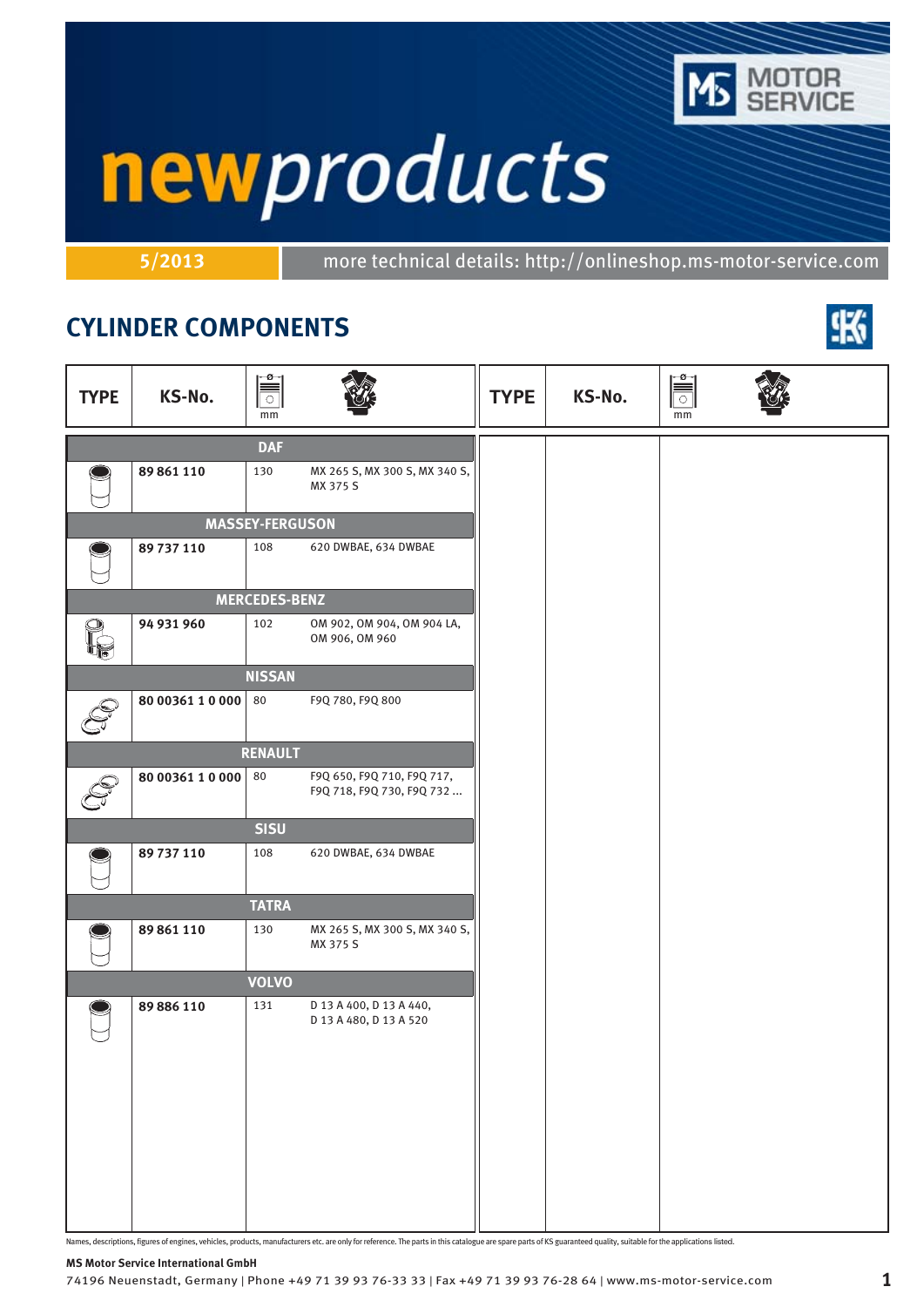# newproducts

5/2013 | more technical details: http://onlineshop.ms-motor-service.com

## CYLINDER COMPONENTS

| TYPE | KS-No. | Ø mm | Engine |
|---|---|---|---|
| **DAF** | | | |
| | **89 861 110** | 130 | MX 265 S, MX 300 S, MX 340 S, MX 375 S |
| **MASSEY-FERGUSON** | | | |
| | **89 737 110** | 108 | 620 DWBAE, 634 DWBAE |
| **MERCEDES-BENZ** | | | |
| | **94 931 960** | 102 | OM 902, OM 904, OM 904 LA, OM 906, OM 960 |
| **NISSAN** | | | |
| | **80 00361 1 0 000** | 80 | F9Q 780, F9Q 800 |
| **RENAULT** | | | |
| | **80 00361 1 0 000** | 80 | F9Q 650, F9Q 710, F9Q 717, F9Q 718, F9Q 730, F9Q 732 ... |
| **SISU** | | | |
| | **89 737 110** | 108 | 620 DWBAE, 634 DWBAE |
| **TATRA** | | | |
| | **89 861 110** | 130 | MX 265 S, MX 300 S, MX 340 S, MX 375 S |
| **VOLVO** | | | |
| | **89 886 110** | 131 | D 13 A 400, D 13 A 440, D 13 A 480, D 13 A 520 |

Names, descriptions, figures of engines, vehicles, products, manufacturers etc. are only for reference. The parts in this catalogue are spare parts of KS guaranteed quality, suitable for the applications listed.

**MS Motor Service International GmbH**
74196 Neuenstadt, Germany | Phone +49 71 39 93 76-33 33 | Fax +49 71 39 93 76-28 64 | www.ms-motor-service.com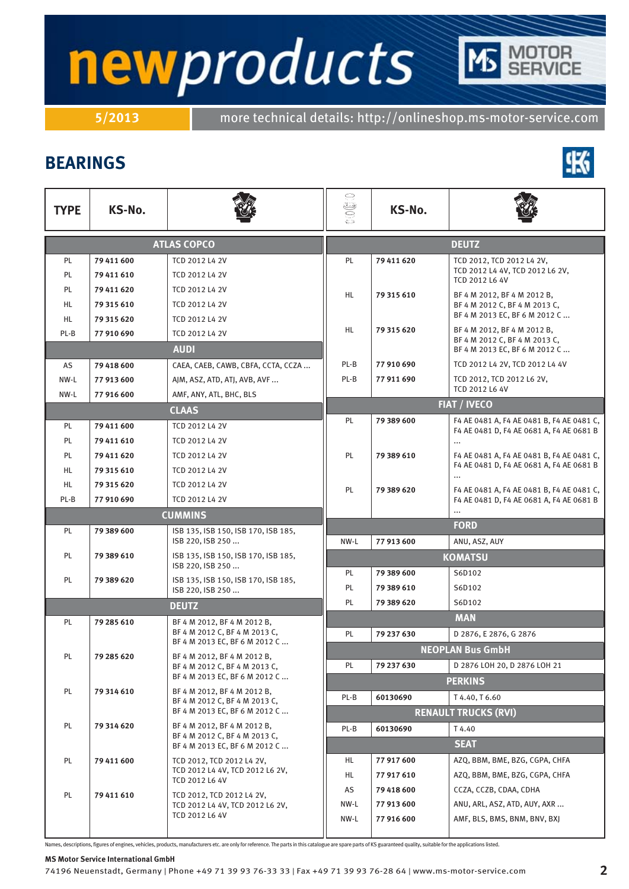# newproducts

MOTOR SERVICE

5/2013 more technical details: http://onlineshop.ms-motor-service.com

## BEARINGS

| TYPE | KS-No. | |
|---|---|---|
| **ATLAS COPCO** | | |
| PL | 79 411 600 | TCD 2012 L4 2V |
| PL | 79 411 610 | TCD 2012 L4 2V |
| PL | 79 411 620 | TCD 2012 L4 2V |
| HL | 79 315 610 | TCD 2012 L4 2V |
| HL | 79 315 620 | TCD 2012 L4 2V |
| PL-B | 77 910 690 | TCD 2012 L4 2V |
| **AUDI** | | |
| AS | 79 418 600 | CAEA, CAEB, CAWB, CBFA, CCTA, CCZA ... |
| NW-L | 77 913 600 | AJM, ASZ, ATD, ATJ, AVB, AVF ... |
| NW-L | 77 916 600 | AMF, ANY, ATL, BHC, BLS |
| **CLAAS** | | |
| PL | 79 411 600 | TCD 2012 L4 2V |
| PL | 79 411 610 | TCD 2012 L4 2V |
| PL | 79 411 620 | TCD 2012 L4 2V |
| HL | 79 315 610 | TCD 2012 L4 2V |
| HL | 79 315 620 | TCD 2012 L4 2V |
| PL-B | 77 910 690 | TCD 2012 L4 2V |
| **CUMMINS** | | |
| PL | 79 389 600 | ISB 135, ISB 150, ISB 170, ISB 185, ISB 220, ISB 250 ... |
| PL | 79 389 610 | ISB 135, ISB 150, ISB 170, ISB 185, ISB 220, ISB 250 ... |
| PL | 79 389 620 | ISB 135, ISB 150, ISB 170, ISB 185, ISB 220, ISB 250 ... |
| **DEUTZ** | | |
| PL | 79 285 610 | BF 4 M 2012, BF 4 M 2012 B, BF 4 M 2012 C, BF 4 M 2013 C, BF 4 M 2013 EC, BF 6 M 2012 C ... |
| PL | 79 285 620 | BF 4 M 2012, BF 4 M 2012 B, BF 4 M 2012 C, BF 4 M 2013 C, BF 4 M 2013 EC, BF 6 M 2012 C ... |
| PL | 79 314 610 | BF 4 M 2012, BF 4 M 2012 B, BF 4 M 2012 C, BF 4 M 2013 C, BF 4 M 2013 EC, BF 6 M 2012 C ... |
| PL | 79 314 620 | BF 4 M 2012, BF 4 M 2012 B, BF 4 M 2012 C, BF 4 M 2013 C, BF 4 M 2013 EC, BF 6 M 2012 C ... |
| PL | 79 411 600 | TCD 2012, TCD 2012 L4 2V, TCD 2012 L4 4V, TCD 2012 L6 2V, TCD 2012 L6 4V |
| PL | 79 411 610 | TCD 2012, TCD 2012 L4 2V, TCD 2012 L4 4V, TCD 2012 L6 2V, TCD 2012 L6 4V |
| PL | 79 411 620 | TCD 2012, TCD 2012 L4 2V, TCD 2012 L4 4V, TCD 2012 L6 2V, TCD 2012 L6 4V |
| HL | 79 315 610 | BF 4 M 2012, BF 4 M 2012 B, BF 4 M 2012 C, BF 4 M 2013 C, BF 4 M 2013 EC, BF 6 M 2012 C ... |
| HL | 79 315 620 | BF 4 M 2012, BF 4 M 2012 B, BF 4 M 2012 C, BF 4 M 2013 C, BF 4 M 2013 EC, BF 6 M 2012 C ... |
| PL-B | 77 910 690 | TCD 2012 L4 2V, TCD 2012 L4 4V |
| PL-B | 77 911 690 | TCD 2012, TCD 2012 L6 2V, TCD 2012 L6 4V |
| **FIAT / IVECO** | | |
| PL | 79 389 600 | F4 AE 0481 A, F4 AE 0481 B, F4 AE 0481 C, F4 AE 0481 D, F4 AE 0681 A, F4 AE 0681 B ... |
| PL | 79 389 610 | F4 AE 0481 A, F4 AE 0481 B, F4 AE 0481 C, F4 AE 0481 D, F4 AE 0681 A, F4 AE 0681 B ... |
| PL | 79 389 620 | F4 AE 0481 A, F4 AE 0481 B, F4 AE 0481 C, F4 AE 0481 D, F4 AE 0681 A, F4 AE 0681 B ... |
| **FORD** | | |
| NW-L | 77 913 600 | ANU, ASZ, AUY |
| **KOMATSU** | | |
| PL | 79 389 600 | S6D102 |
| PL | 79 389 610 | S6D102 |
| PL | 79 389 620 | S6D102 |
| **MAN** | | |
| PL | 79 237 630 | D 2876, E 2876, G 2876 |
| **NEOPLAN Bus GmbH** | | |
| PL | 79 237 630 | D 2876 LOH 20, D 2876 LOH 21 |
| **PERKINS** | | |
| PL-B | 60130690 | T 4.40, T 6.60 |
| **RENAULT TRUCKS (RVI)** | | |
| PL-B | 60130690 | T 4.40 |
| **SEAT** | | |
| HL | 77 917 600 | AZQ, BBM, BME, BZG, CGPA, CHFA |
| HL | 77 917 610 | AZQ, BBM, BME, BZG, CGPA, CHFA |
| AS | 79 418 600 | CCZA, CCZB, CDAA, CDHA |
| NW-L | 77 913 600 | ANU, ARL, ASZ, ATD, AUY, AXR ... |
| NW-L | 77 916 600 | AMF, BLS, BMS, BNM, BNV, BXJ |

Names, descriptions, figures of engines, vehicles, products, manufacturers etc. are only for reference. The parts in this catalogue are spare parts of KS guaranteed quality, suitable for the applications listed.

**MS Motor Service International GmbH**
74196 Neuenstadt, Germany | Phone +49 71 39 93 76-33 33 | Fax +49 71 39 93 76-28 64 | www.ms-motor-service.com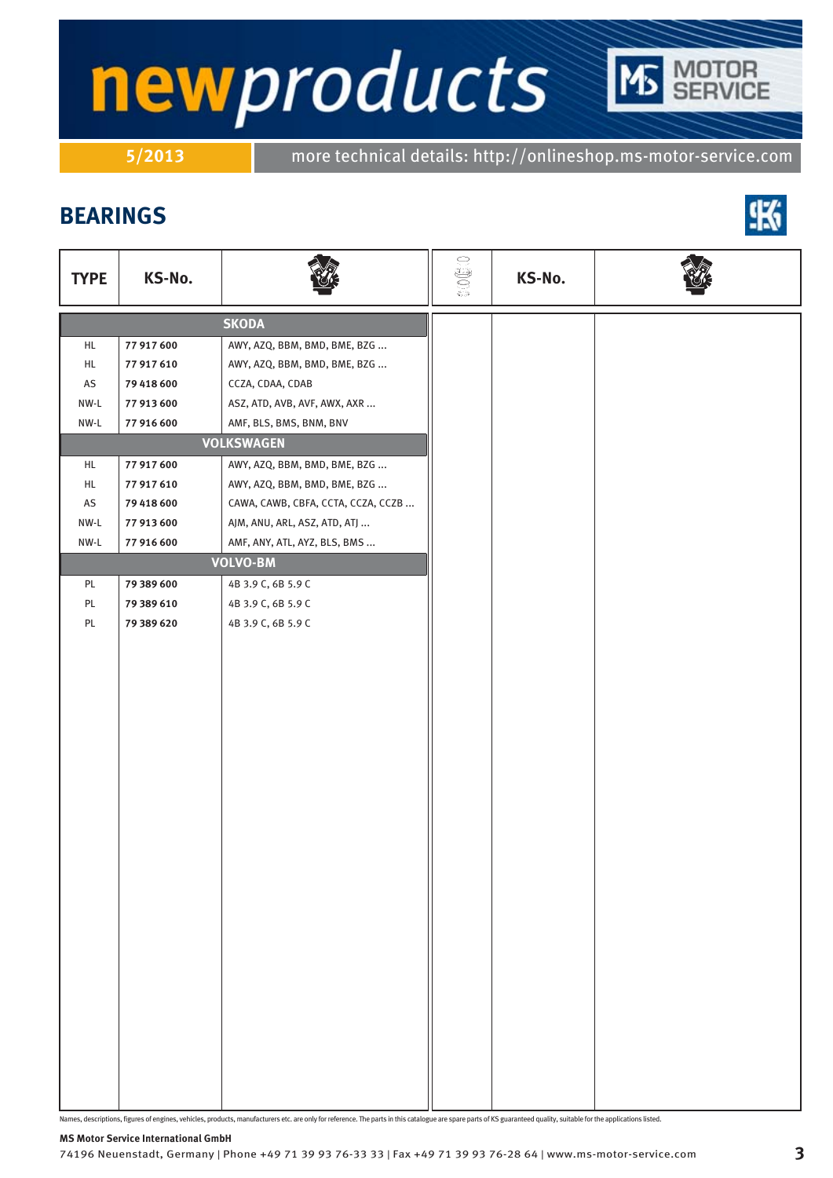# newproducts

5/2013 | more technical details: http://onlineshop.ms-motor-service.com

## BEARINGS

| TYPE | KS-No. | Engine |
|---|---|---|
| **SKODA** | | |
| HL | **77 917 600** | AWY, AZQ, BBM, BMD, BME, BZG ... |
| HL | **77 917 610** | AWY, AZQ, BBM, BMD, BME, BZG ... |
| AS | **79 418 600** | CCZA, CDAA, CDAB |
| NW-L | **77 913 600** | ASZ, ATD, AVB, AVF, AWX, AXR ... |
| NW-L | **77 916 600** | AMF, BLS, BMS, BNM, BNV |
| **VOLKSWAGEN** | | |
| HL | **77 917 600** | AWY, AZQ, BBM, BMD, BME, BZG ... |
| HL | **77 917 610** | AWY, AZQ, BBM, BMD, BME, BZG ... |
| AS | **79 418 600** | CAWA, CAWB, CBFA, CCTA, CCZA, CCZB ... |
| NW-L | **77 913 600** | AJM, ANU, ARL, ASZ, ATD, ATJ ... |
| NW-L | **77 916 600** | AMF, ANY, ATL, AYZ, BLS, BMS ... |
| **VOLVO-BM** | | |
| PL | **79 389 600** | 4B 3.9 C, 6B 5.9 C |
| PL | **79 389 610** | 4B 3.9 C, 6B 5.9 C |
| PL | **79 389 620** | 4B 3.9 C, 6B 5.9 C |

Names, descriptions, figures of engines, vehicles, products, manufacturers etc. are only for reference. The parts in this catalogue are spare parts of KS guaranteed quality, suitable for the applications listed.

**MS Motor Service International GmbH**
74196 Neuenstadt, Germany | Phone +49 71 39 93 76-33 33 | Fax +49 71 39 93 76-28 64 | www.ms-motor-service.com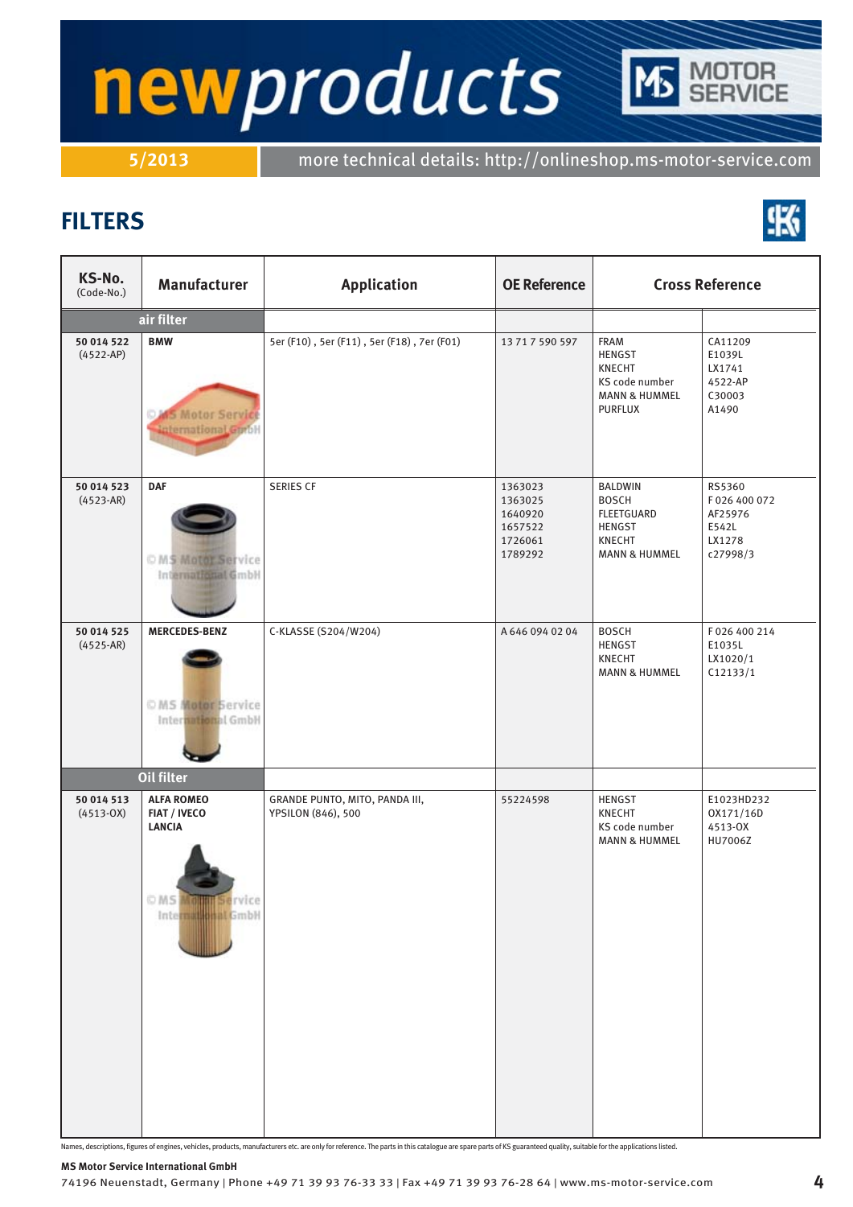newproducts

5/2013 more technical details: http://onlineshop.ms-motor-service.com

## FILTERS

| KS-No. (Code-No.) | Manufacturer | Application | OE Reference | Cross Reference | |
|---|---|---|---|---|---|
| **air filter** | | | | | |
| **50 014 522** (4522-AP) | **BMW** | 5er (F10) , 5er (F11) , 5er (F18) , 7er (F01) | 13 71 7 590 597 | FRAM<br>HENGST<br>KNECHT<br>KS code number<br>MANN & HUMMEL<br>PURFLUX | CA11209<br>E1039L<br>LX1741<br>4522-AP<br>C30003<br>A1490 |
| **50 014 523** (4523-AR) | **DAF** | SERIES CF | 1363023<br>1363025<br>1640920<br>1657522<br>1726061<br>1789292 | BALDWIN<br>BOSCH<br>FLEETGUARD<br>HENGST<br>KNECHT<br>MANN & HUMMEL | RS5360<br>F 026 400 072<br>AF25976<br>E542L<br>LX1278<br>c27998/3 |
| **50 014 525** (4525-AR) | **MERCEDES-BENZ** | C-KLASSE (S204/W204) | A 646 094 02 04 | BOSCH<br>HENGST<br>KNECHT<br>MANN & HUMMEL | F 026 400 214<br>E1035L<br>LX1020/1<br>C12133/1 |
| **Oil filter** | | | | | |
| **50 014 513** (4513-OX) | **ALFA ROMEO**<br>**FIAT / IVECO**<br>**LANCIA** | GRANDE PUNTO, MITO, PANDA III, YPSILON (846), 500 | 55224598 | HENGST<br>KNECHT<br>KS code number<br>MANN & HUMMEL | E1023HD232<br>OX171/16D<br>4513-OX<br>HU7006Z |

Names, descriptions, figures of engines, vehicles, products, manufacturers etc. are only for reference. The parts in this catalogue are spare parts of KS guaranteed quality, suitable for the applications listed.

**MS Motor Service International GmbH**
74196 Neuenstadt, Germany | Phone +49 71 39 93 76-33 33 | Fax +49 71 39 93 76-28 64 | www.ms-motor-service.com